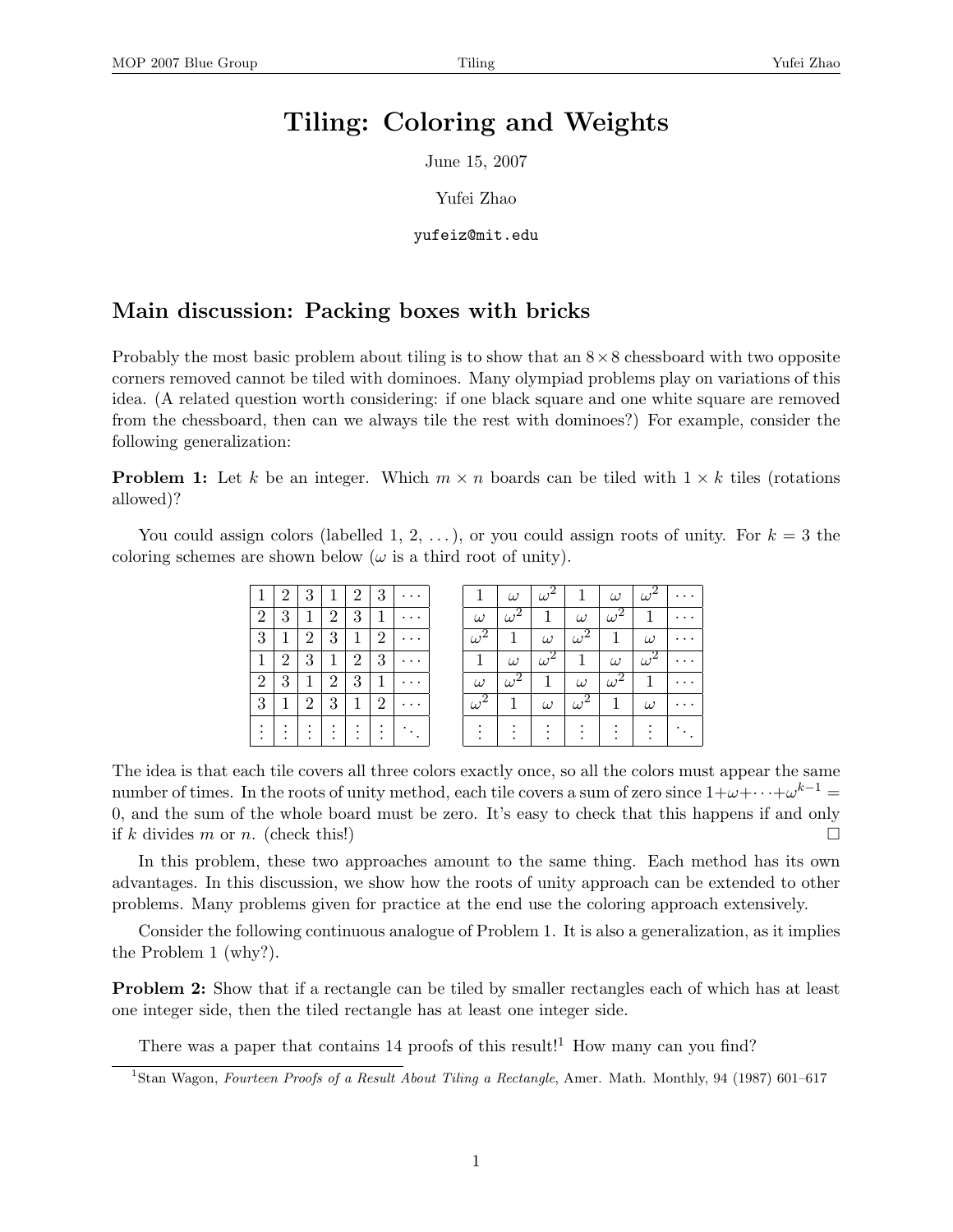# Tiling: Coloring and Weights

June 15, 2007

Yufei Zhao

yufeiz@mit.edu

## Main discussion: Packing boxes with bricks

Probably the most basic problem about tiling is to show that an $8 \times 8$ chessboard with two opposite corners removed cannot be tiled with dominoes. Many olympiad problems play on variations of this idea. (A related question worth considering: if one black square and one white square are removed from the chessboard, then can we always tile the rest with dominoes?) For example, consider the following generalization:

**Problem 1:** Let $k$ be an integer. Which $m \times n$ boards can be tiled with $1 \times k$ tiles (rotations allowed)?

You could assign colors (labelled 1, 2, ...), or you could assign roots of unity. For $k = 3$ the coloring schemes are shown below ($\omega$ is a third root of unity).

| 1 | 2 | 3 | 1 | 2 | 3 | $\cdots$ |
|---|---|---|---|---|---|---|
| 2 | 3 | 1 | 2 | 3 | 1 | $\cdots$ |
| 3 | 1 | 2 | 3 | 1 | 2 | $\cdots$ |
| 1 | 2 | 3 | 1 | 2 | 3 | $\cdots$ |
| 2 | 3 | 1 | 2 | 3 | 1 | $\cdots$ |
| 3 | 1 | 2 | 3 | 1 | 2 | $\cdots$ |
| $\vdots$ | $\vdots$ | $\vdots$ | $\vdots$ | $\vdots$ | $\vdots$ | $\ddots$ |

| $1$ | $\omega$ | $\omega^2$ | $1$ | $\omega$ | $\omega^2$ | $\cdots$ |
|---|---|---|---|---|---|---|
| $\omega$ | $\omega^2$ | $1$ | $\omega$ | $\omega^2$ | $1$ | $\cdots$ |
| $\omega^2$ | $1$ | $\omega$ | $\omega^2$ | $1$ | $\omega$ | $\cdots$ |
| $1$ | $\omega$ | $\omega^2$ | $1$ | $\omega$ | $\omega^2$ | $\cdots$ |
| $\omega$ | $\omega^2$ | $1$ | $\omega$ | $\omega^2$ | $1$ | $\cdots$ |
| $\omega^2$ | $1$ | $\omega$ | $\omega^2$ | $1$ | $\omega$ | $\cdots$ |
| $\vdots$ | $\vdots$ | $\vdots$ | $\vdots$ | $\vdots$ | $\vdots$ | $\ddots$ |

The idea is that each tile covers all three colors exactly once, so all the colors must appear the same number of times. In the roots of unity method, each tile covers a sum of zero since $1+\omega+\cdots+\omega^{k-1} = 0$, and the sum of the whole board must be zero. It's easy to check that this happens if and only if $k$ divides $m$ or $n$. (check this!) $\square$

In this problem, these two approaches amount to the same thing. Each method has its own advantages. In this discussion, we show how the roots of unity approach can be extended to other problems. Many problems given for practice at the end use the coloring approach extensively.

Consider the following continuous analogue of Problem 1. It is also a generalization, as it implies the Problem 1 (why?).

**Problem 2:** Show that if a rectangle can be tiled by smaller rectangles each of which has at least one integer side, then the tiled rectangle has at least one integer side.

There was a paper that contains 14 proofs of this result![1] How many can you find?

[1] Stan Wagon, *Fourteen Proofs of a Result About Tiling a Rectangle*, Amer. Math. Monthly, 94 (1987) 601–617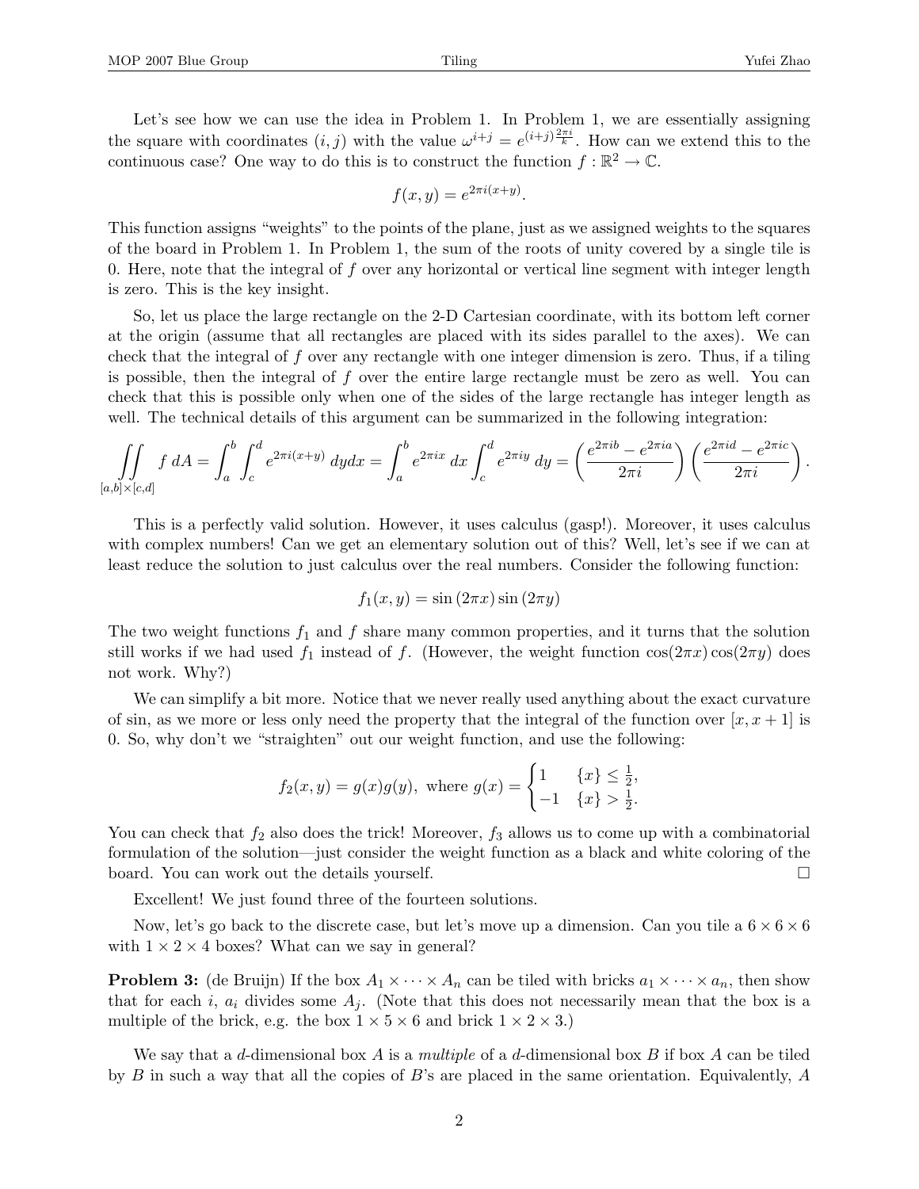Let's see how we can use the idea in Problem 1. In Problem 1, we are essentially assigning the square with coordinates $(i, j)$ with the value $\omega^{i+j} = e^{(i+j)\frac{2\pi i}{k}}$. How can we extend this to the continuous case? One way to do this is to construct the function $f : \mathbb{R}^2 \to \mathbb{C}$.

$$f(x, y) = e^{2\pi i(x+y)}.$$

This function assigns "weights" to the points of the plane, just as we assigned weights to the squares of the board in Problem 1. In Problem 1, the sum of the roots of unity covered by a single tile is 0. Here, note that the integral of $f$ over any horizontal or vertical line segment with integer length is zero. This is the key insight.

So, let us place the large rectangle on the 2-D Cartesian coordinate, with its bottom left corner at the origin (assume that all rectangles are placed with its sides parallel to the axes). We can check that the integral of $f$ over any rectangle with one integer dimension is zero. Thus, if a tiling is possible, then the integral of $f$ over the entire large rectangle must be zero as well. You can check that this is possible only when one of the sides of the large rectangle has integer length as well. The technical details of this argument can be summarized in the following integration:

$$\iint_{[a,b]\times[c,d]} f \, dA = \int_a^b \int_c^d e^{2\pi i(x+y)} \, dy dx = \int_a^b e^{2\pi ix} \, dx \int_c^d e^{2\pi iy} \, dy = \left( \frac{e^{2\pi ib} - e^{2\pi ia}}{2\pi i} \right) \left( \frac{e^{2\pi id} - e^{2\pi ic}}{2\pi i} \right).$$

This is a perfectly valid solution. However, it uses calculus (gasp!). Moreover, it uses calculus with complex numbers! Can we get an elementary solution out of this? Well, let's see if we can at least reduce the solution to just calculus over the real numbers. Consider the following function:

$$f_1(x, y) = \sin(2\pi x) \sin(2\pi y)$$

The two weight functions $f_1$ and $f$ share many common properties, and it turns that the solution still works if we had used $f_1$ instead of $f$. (However, the weight function $\cos(2\pi x)\cos(2\pi y)$ does not work. Why?)

We can simplify a bit more. Notice that we never really used anything about the exact curvature of sin, as we more or less only need the property that the integral of the function over $[x, x+1]$ is 0. So, why don't we "straighten" out our weight function, and use the following:

$$f_2(x, y) = g(x)g(y), \text{ where } g(x) = \begin{cases} 1 & \{x\} \le \frac{1}{2}, \\ -1 & \{x\} > \frac{1}{2}. \end{cases}$$

You can check that $f_2$ also does the trick! Moreover, $f_3$ allows us to come up with a combinatorial formulation of the solution—just consider the weight function as a black and white coloring of the board. You can work out the details yourself. □

Excellent! We just found three of the fourteen solutions.

Now, let's go back to the discrete case, but let's move up a dimension. Can you tile a $6 \times 6 \times 6$ with $1 \times 2 \times 4$ boxes? What can we say in general?

**Problem 3:** (de Bruijn) If the box $A_1 \times \cdots \times A_n$ can be tiled with bricks $a_1 \times \cdots \times a_n$, then show that for each $i$, $a_i$ divides some $A_j$. (Note that this does not necessarily mean that the box is a multiple of the brick, e.g. the box $1 \times 5 \times 6$ and brick $1 \times 2 \times 3$.)

We say that a $d$-dimensional box $A$ is a *multiple* of a $d$-dimensional box $B$ if box $A$ can be tiled by $B$ in such a way that all the copies of $B$'s are placed in the same orientation. Equivalently, $A$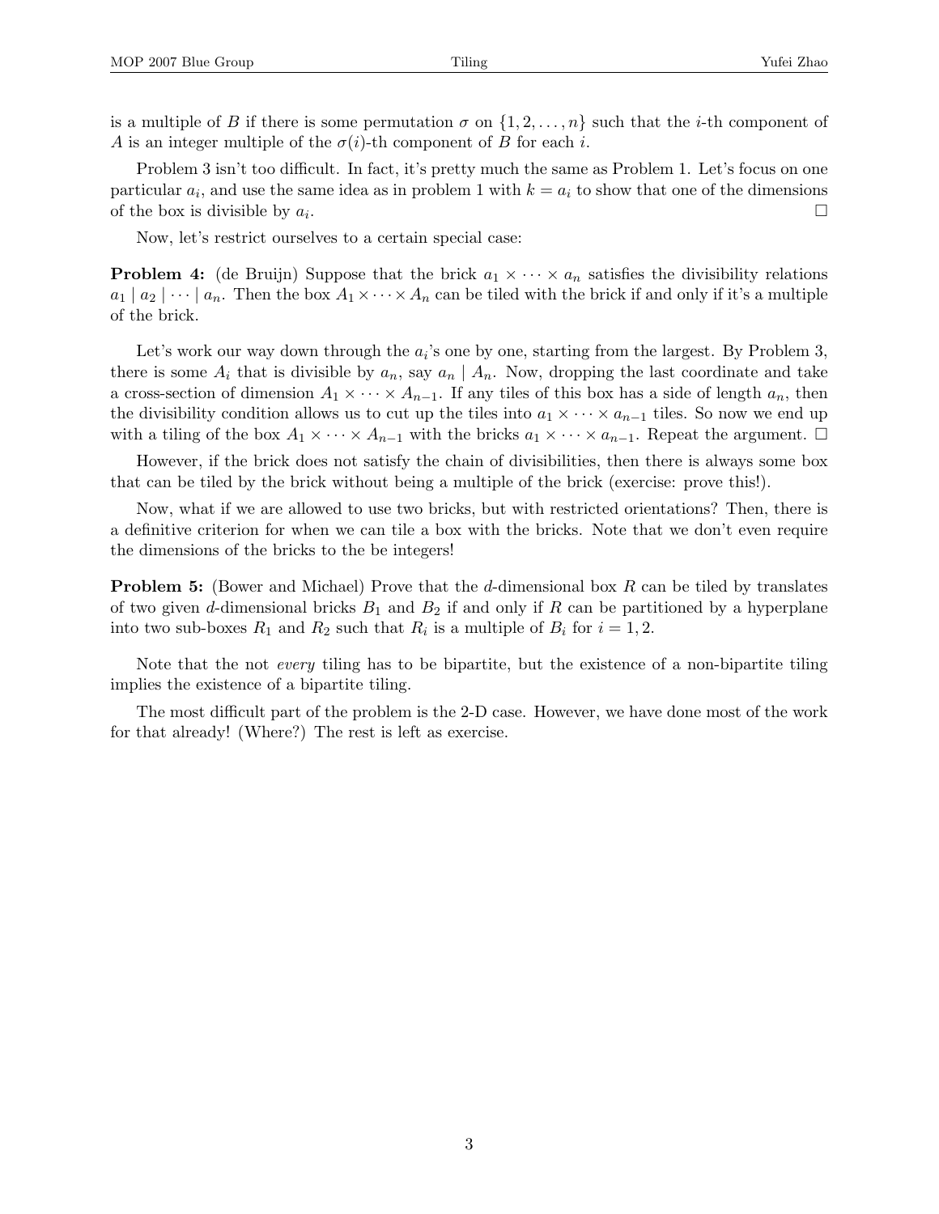is a multiple of $B$ if there is some permutation $\sigma$ on $\{1, 2, \ldots, n\}$ such that the $i$-th component of $A$ is an integer multiple of the $\sigma(i)$-th component of $B$ for each $i$.

Problem 3 isn't too difficult. In fact, it's pretty much the same as Problem 1. Let's focus on one particular $a_i$, and use the same idea as in problem 1 with $k = a_i$ to show that one of the dimensions of the box is divisible by $a_i$. $\square$

Now, let's restrict ourselves to a certain special case:

**Problem 4:** (de Bruijn) Suppose that the brick $a_1 \times \cdots \times a_n$ satisfies the divisibility relations $a_1 \mid a_2 \mid \cdots \mid a_n$. Then the box $A_1 \times \cdots \times A_n$ can be tiled with the brick if and only if it's a multiple of the brick.

Let's work our way down through the $a_i$'s one by one, starting from the largest. By Problem 3, there is some $A_i$ that is divisible by $a_n$, say $a_n \mid A_n$. Now, dropping the last coordinate and take a cross-section of dimension $A_1 \times \cdots \times A_{n-1}$. If any tiles of this box has a side of length $a_n$, then the divisibility condition allows us to cut up the tiles into $a_1 \times \cdots \times a_{n-1}$ tiles. So now we end up with a tiling of the box $A_1 \times \cdots \times A_{n-1}$ with the bricks $a_1 \times \cdots \times a_{n-1}$. Repeat the argument. $\square$

However, if the brick does not satisfy the chain of divisibilities, then there is always some box that can be tiled by the brick without being a multiple of the brick (exercise: prove this!).

Now, what if we are allowed to use two bricks, but with restricted orientations? Then, there is a definitive criterion for when we can tile a box with the bricks. Note that we don't even require the dimensions of the bricks to the be integers!

**Problem 5:** (Bower and Michael) Prove that the $d$-dimensional box $R$ can be tiled by translates of two given $d$-dimensional bricks $B_1$ and $B_2$ if and only if $R$ can be partitioned by a hyperplane into two sub-boxes $R_1$ and $R_2$ such that $R_i$ is a multiple of $B_i$ for $i = 1, 2$.

Note that the not *every* tiling has to be bipartite, but the existence of a non-bipartite tiling implies the existence of a bipartite tiling.

The most difficult part of the problem is the 2-D case. However, we have done most of the work for that already! (Where?) The rest is left as exercise.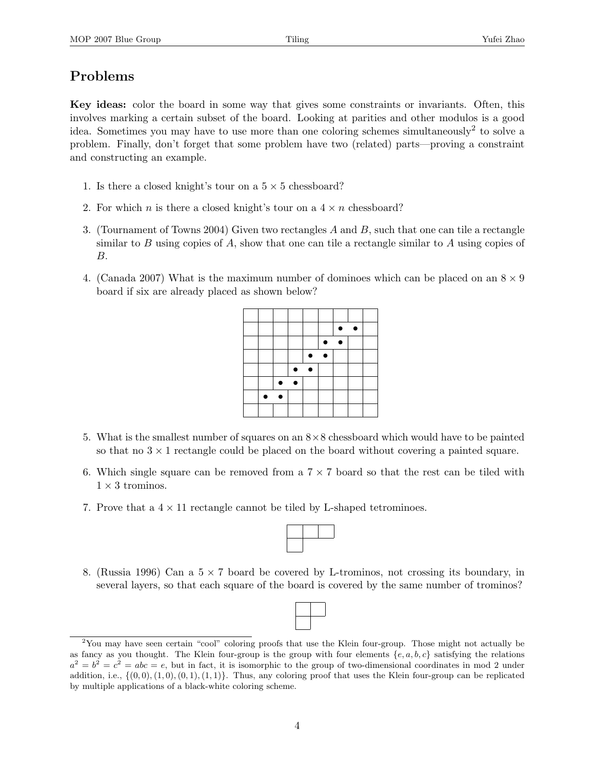## Problems

**Key ideas:** color the board in some way that gives some constraints or invariants. Often, this involves marking a certain subset of the board. Looking at parities and other modulos is a good idea. Sometimes you may have to use more than one coloring schemes simultaneously[2] to solve a problem. Finally, don't forget that some problem have two (related) parts—proving a constraint and constructing an example.

1. Is there a closed knight's tour on a $5 \times 5$ chessboard?

2. For which $n$ is there a closed knight's tour on a $4 \times n$ chessboard?

3. (Tournament of Towns 2004) Given two rectangles $A$ and $B$, such that one can tile a rectangle similar to $B$ using copies of $A$, show that one can tile a rectangle similar to $A$ using copies of $B$.

4. (Canada 2007) What is the maximum number of dominoes which can be placed on an $8 \times 9$ board if six are already placed as shown below?

5. What is the smallest number of squares on an $8 \times 8$ chessboard which would have to be painted so that no $3 \times 1$ rectangle could be placed on the board without covering a painted square.

6. Which single square can be removed from a $7 \times 7$ board so that the rest can be tiled with $1 \times 3$ trominos.

7. Prove that a $4 \times 11$ rectangle cannot be tiled by L-shaped tetrominoes.

8. (Russia 1996) Can a $5 \times 7$ board be covered by L-trominos, not crossing its boundary, in several layers, so that each square of the board is covered by the same number of trominos?

---

[2] You may have seen certain "cool" coloring proofs that use the Klein four-group. Those might not actually be as fancy as you thought. The Klein four-group is the group with four elements $\{e, a, b, c\}$ satisfying the relations $a^2 = b^2 = c^2 = abc = e$, but in fact, it is isomorphic to the group of two-dimensional coordinates in mod 2 under addition, i.e., $\{(0,0), (1,0), (0,1), (1,1)\}$. Thus, any coloring proof that uses the Klein four-group can be replicated by multiple applications of a black-white coloring scheme.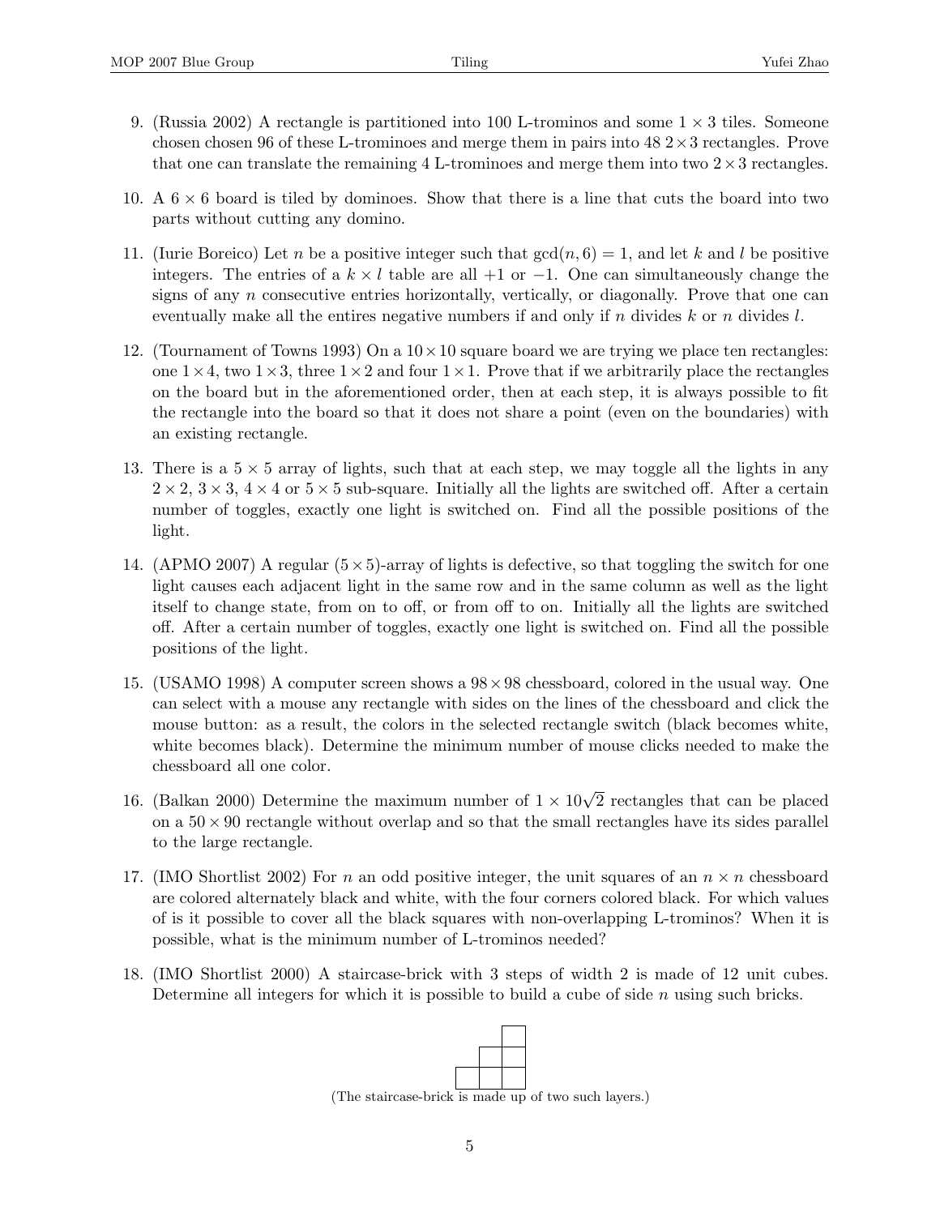9. (Russia 2002) A rectangle is partitioned into 100 L-trominos and some $1 \times 3$ tiles. Someone chosen chosen 96 of these L-trominoes and merge them in pairs into 48 $2 \times 3$ rectangles. Prove that one can translate the remaining 4 L-trominoes and merge them into two $2 \times 3$ rectangles.

10. A $6 \times 6$ board is tiled by dominoes. Show that there is a line that cuts the board into two parts without cutting any domino.

11. (Iurie Boreico) Let $n$ be a positive integer such that $\gcd(n, 6) = 1$, and let $k$ and $l$ be positive integers. The entries of a $k \times l$ table are all $+1$ or $-1$. One can simultaneously change the signs of any $n$ consecutive entries horizontally, vertically, or diagonally. Prove that one can eventually make all the entires negative numbers if and only if $n$ divides $k$ or $n$ divides $l$.

12. (Tournament of Towns 1993) On a $10 \times 10$ square board we are trying we place ten rectangles: one $1 \times 4$, two $1 \times 3$, three $1 \times 2$ and four $1 \times 1$. Prove that if we arbitrarily place the rectangles on the board but in the aforementioned order, then at each step, it is always possible to fit the rectangle into the board so that it does not share a point (even on the boundaries) with an existing rectangle.

13. There is a $5 \times 5$ array of lights, such that at each step, we may toggle all the lights in any $2 \times 2$, $3 \times 3$, $4 \times 4$ or $5 \times 5$ sub-square. Initially all the lights are switched off. After a certain number of toggles, exactly one light is switched on. Find all the possible positions of the light.

14. (APMO 2007) A regular $(5 \times 5)$-array of lights is defective, so that toggling the switch for one light causes each adjacent light in the same row and in the same column as well as the light itself to change state, from on to off, or from off to on. Initially all the lights are switched off. After a certain number of toggles, exactly one light is switched on. Find all the possible positions of the light.

15. (USAMO 1998) A computer screen shows a $98 \times 98$ chessboard, colored in the usual way. One can select with a mouse any rectangle with sides on the lines of the chessboard and click the mouse button: as a result, the colors in the selected rectangle switch (black becomes white, white becomes black). Determine the minimum number of mouse clicks needed to make the chessboard all one color.

16. (Balkan 2000) Determine the maximum number of $1 \times 10\sqrt{2}$ rectangles that can be placed on a $50 \times 90$ rectangle without overlap and so that the small rectangles have its sides parallel to the large rectangle.

17. (IMO Shortlist 2002) For $n$ an odd positive integer, the unit squares of an $n \times n$ chessboard are colored alternately black and white, with the four corners colored black. For which values of is it possible to cover all the black squares with non-overlapping L-trominos? When it is possible, what is the minimum number of L-trominos needed?

18. (IMO Shortlist 2000) A staircase-brick with 3 steps of width 2 is made of 12 unit cubes. Determine all integers for which it is possible to build a cube of side $n$ using such bricks.

(The staircase-brick is made up of two such layers.)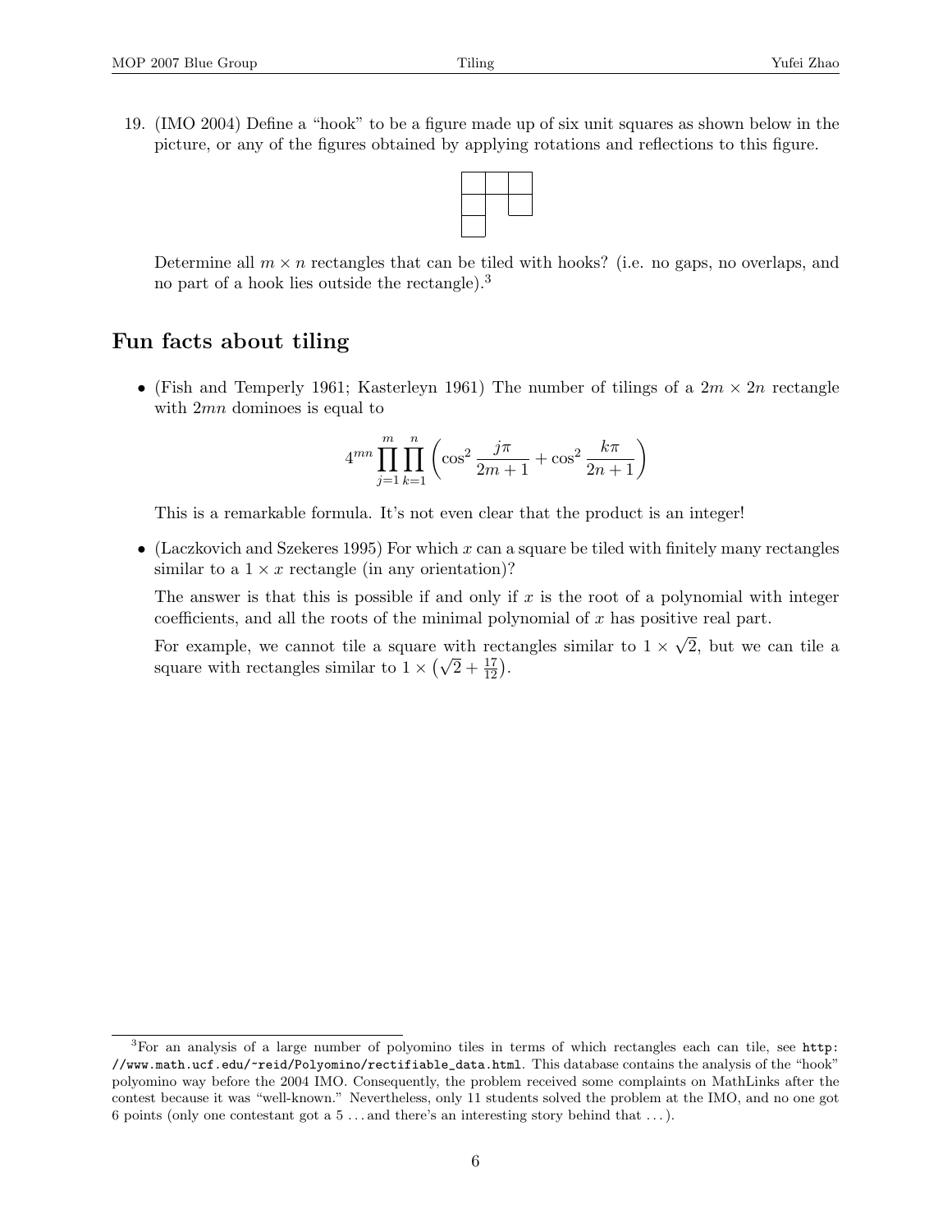19. (IMO 2004) Define a "hook" to be a figure made up of six unit squares as shown below in the picture, or any of the figures obtained by applying rotations and reflections to this figure.

    Determine all $m \times n$ rectangles that can be tiled with hooks? (i.e. no gaps, no overlaps, and no part of a hook lies outside the rectangle).[3]

## Fun facts about tiling

- (Fish and Temperly 1961; Kasterleyn 1961) The number of tilings of a $2m \times 2n$ rectangle with $2mn$ dominoes is equal to

  $$4^{mn} \prod_{j=1}^{m} \prod_{k=1}^{n} \left( \cos^2 \frac{j\pi}{2m+1} + \cos^2 \frac{k\pi}{2n+1} \right)$$

  This is a remarkable formula. It's not even clear that the product is an integer!

- (Laczkovich and Szekeres 1995) For which $x$ can a square be tiled with finitely many rectangles similar to a $1 \times x$ rectangle (in any orientation)?

  The answer is that this is possible if and only if $x$ is the root of a polynomial with integer coefficients, and all the roots of the minimal polynomial of $x$ has positive real part.

  For example, we cannot tile a square with rectangles similar to $1 \times \sqrt{2}$, but we can tile a square with rectangles similar to $1 \times \left(\sqrt{2} + \frac{17}{12}\right)$.

---

[3] For an analysis of a large number of polyomino tiles in terms of which rectangles each can tile, see http://www.math.ucf.edu/~reid/Polyomino/rectifiable_data.html. This database contains the analysis of the "hook" polyomino way before the 2004 IMO. Consequently, the problem received some complaints on MathLinks after the contest because it was "well-known." Nevertheless, only 11 students solved the problem at the IMO, and no one got 6 points (only one contestant got a 5 ... and there's an interesting story behind that ...).